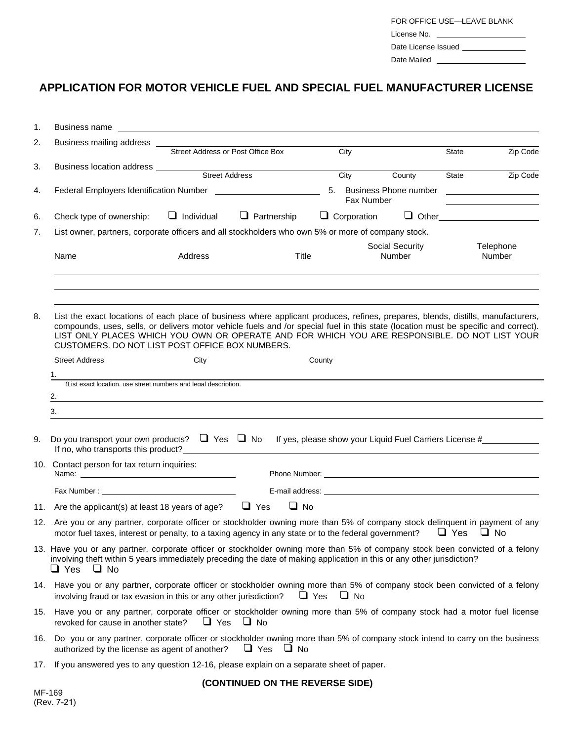FOR OFFICE USE—LEAVE BLANK

License No. ____________________

Date License Issued ______________

Date Mailed ____________________

# APPLICATION FOR MOTOR VEHICLE FUEL AND SPECIAL FUEL MANUFACTURER LICENSE

1. Business name ____________________________________________

2. Business mailing address ____________________________________________
   Street Address or Post Office Box | City | State | Zip Code

3. Business location address ____________________________________________
   Street Address | City | County | State | Zip Code

4. Federal Employers Identification Number ____________________ 5. Business Phone number ____________________
   Fax Number ____________________

6. Check type of ownership: ❑ Individual ❑ Partnership ❑ Corporation ❑ Other____________________

7. List owner, partners, corporate officers and all stockholders who own 5% or more of company stock.

| Name | Address | Title | Social Security Number | Telephone Number |
|---|---|---|---|---|
| | | | | |
| | | | | |
| | | | | |

8. List the exact locations of each place of business where applicant produces, refines, prepares, blends, distills, manufacturers, compounds, uses, sells, or delivers motor vehicle fuels and /or special fuel in this state (location must be specific and correct). LIST ONLY PLACES WHICH YOU OWN OR OPERATE AND FOR WHICH YOU ARE RESPONSIBLE. DO NOT LIST YOUR CUSTOMERS. DO NOT LIST POST OFFICE BOX NUMBERS.

| | Street Address | City | County |
|---|---|---|---|
| 1. | (List exact location, use street numbers and legal description. | | |
| 2. | | | |
| 3. | | | |

9. Do you transport your own products? ❑ Yes ❑ No If yes, please show your Liquid Fuel Carriers License #__________
   If no, who transports this product?____________________________________________

10. Contact person for tax return inquiries:
    Name: ____________________ Phone Number: ____________________
    Fax Number : ____________________ E-mail address: ____________________

11. Are the applicant(s) at least 18 years of age? ❑ Yes ❑ No

12. Are you or any partner, corporate officer or stockholder owning more than 5% of company stock delinquent in payment of any motor fuel taxes, interest or penalty, to a taxing agency in any state or to the federal government? ❑ Yes ❑ No

13. Have you or any partner, corporate officer or stockholder owning more than 5% of company stock been convicted of a felony involving theft within 5 years immediately preceding the date of making application in this or any other jurisdiction?
    ❑ Yes ❑ No

14. Have you or any partner, corporate officer or stockholder owning more than 5% of company stock been convicted of a felony involving fraud or tax evasion in this or any other jurisdiction? ❑ Yes ❑ No

15. Have you or any partner, corporate officer or stockholder owning more than 5% of company stock had a motor fuel license revoked for cause in another state? ❑ Yes ❑ No

16. Do you or any partner, corporate officer or stockholder owning more than 5% of company stock intend to carry on the business authorized by the license as agent of another? ❑ Yes ❑ No

17. If you answered yes to any question 12-16, please explain on a separate sheet of paper.

**(CONTINUED ON THE REVERSE SIDE)**

MF-169
(Rev. 7-21)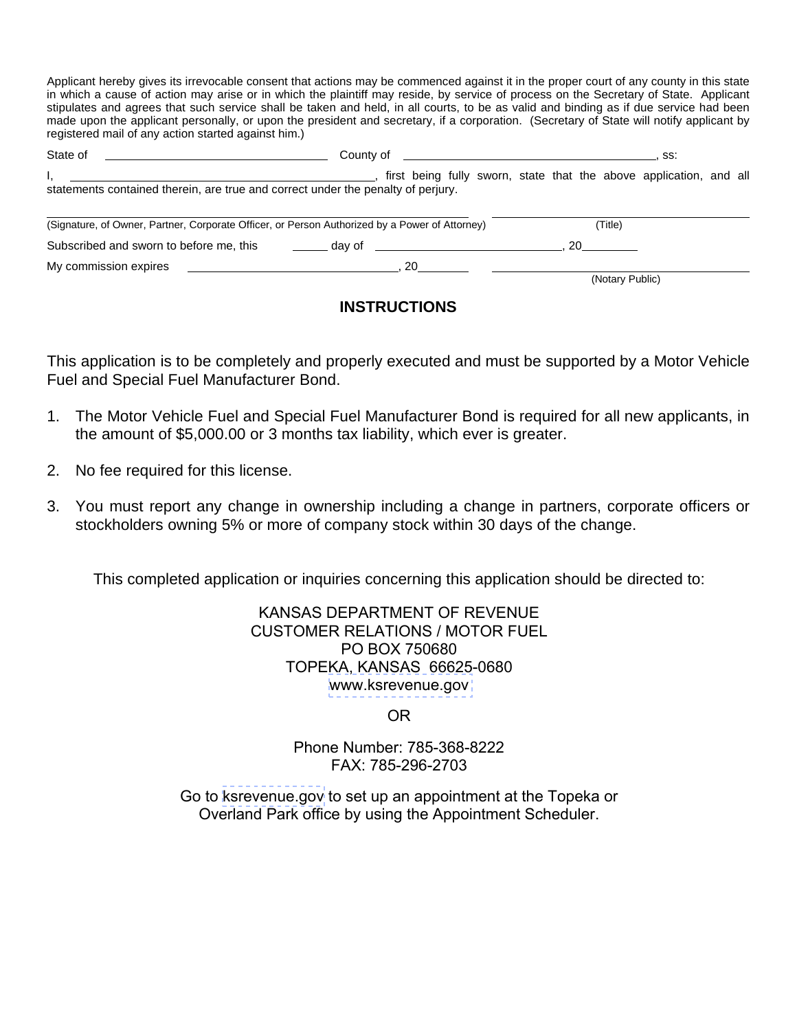Applicant hereby gives its irrevocable consent that actions may be commenced against it in the proper court of any county in this state in which a cause of action may arise or in which the plaintiff may reside, by service of process on the Secretary of State. Applicant stipulates and agrees that such service shall be taken and held, in all courts, to be as valid and binding as if due service had been made upon the applicant personally, or upon the president and secretary, if a corporation. (Secretary of State will notify applicant by registered mail of any action started against him.)

State of ______________________________ County of ______________________________, ss:

I, ______________________________, first being fully sworn, state that the above application, and all statements contained therein, are true and correct under the penalty of perjury.

______________________________ ______________________________
(Signature, of Owner, Partner, Corporate Officer, or Person Authorized by a Power of Attorney) (Title)

Subscribed and sworn to before me, this _____ day of ______________________________, 20________

My commission expires ______________________________, 20________ ______________________________
(Notary Public)

## INSTRUCTIONS

This application is to be completely and properly executed and must be supported by a Motor Vehicle Fuel and Special Fuel Manufacturer Bond.

1. The Motor Vehicle Fuel and Special Fuel Manufacturer Bond is required for all new applicants, in the amount of $5,000.00 or 3 months tax liability, which ever is greater.
2. No fee required for this license.
3. You must report any change in ownership including a change in partners, corporate officers or stockholders owning 5% or more of company stock within 30 days of the change.

This completed application or inquiries concerning this application should be directed to:

KANSAS DEPARTMENT OF REVENUE
CUSTOMER RELATIONS / MOTOR FUEL
PO BOX 750680
TOPEKA, KANSAS 66625-0680
www.ksrevenue.gov

OR

Phone Number: 785-368-8222
FAX: 785-296-2703

Go to ksrevenue.gov to set up an appointment at the Topeka or Overland Park office by using the Appointment Scheduler.